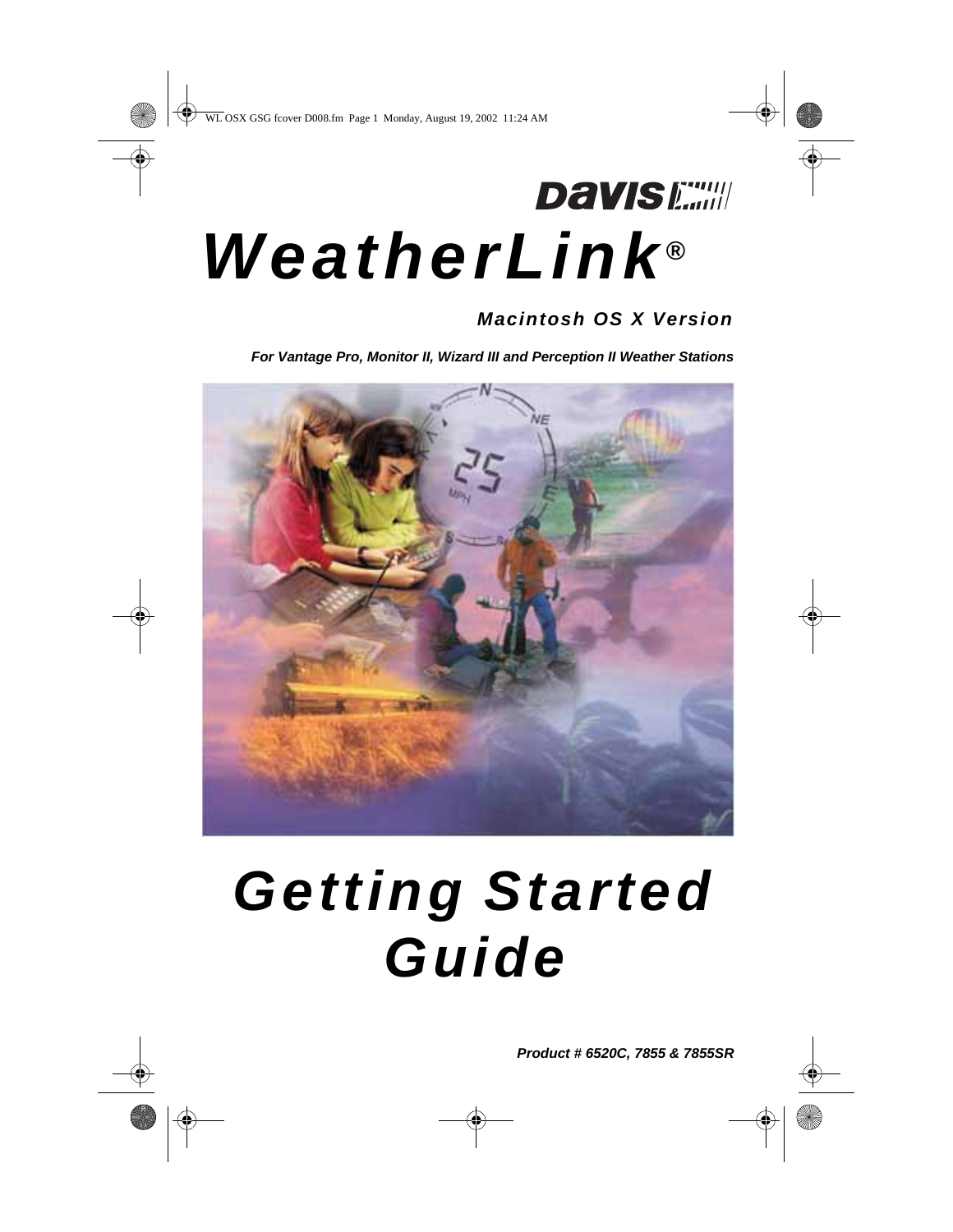DAVIS

# WeatherLink®

***Macintosh OS X Version***

***For Vantage Pro, Monitor II, Wizard III and Perception II Weather Stations***

# *Getting Started Guide*

***Product # 6520C, 7855 & 7855SR***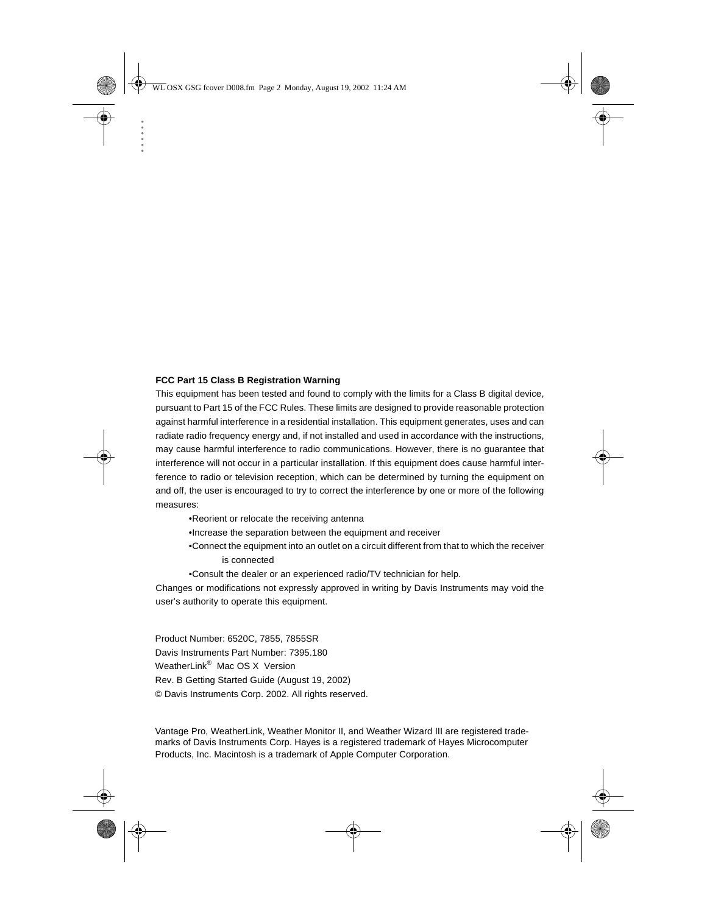**FCC Part 15 Class B Registration Warning**

This equipment has been tested and found to comply with the limits for a Class B digital device, pursuant to Part 15 of the FCC Rules. These limits are designed to provide reasonable protection against harmful interference in a residential installation. This equipment generates, uses and can radiate radio frequency energy and, if not installed and used in accordance with the instructions, may cause harmful interference to radio communications. However, there is no guarantee that interference will not occur in a particular installation. If this equipment does cause harmful interference to radio or television reception, which can be determined by turning the equipment on and off, the user is encouraged to try to correct the interference by one or more of the following measures:

- Reorient or relocate the receiving antenna
- Increase the separation between the equipment and receiver
- Connect the equipment into an outlet on a circuit different from that to which the receiver is connected
- Consult the dealer or an experienced radio/TV technician for help.

Changes or modifications not expressly approved in writing by Davis Instruments may void the user's authority to operate this equipment.

Product Number: 6520C, 7855, 7855SR
Davis Instruments Part Number: 7395.180
WeatherLink® Mac OS X Version
Rev. B Getting Started Guide (August 19, 2002)
© Davis Instruments Corp. 2002. All rights reserved.

Vantage Pro, WeatherLink, Weather Monitor II, and Weather Wizard III are registered trademarks of Davis Instruments Corp. Hayes is a registered trademark of Hayes Microcomputer Products, Inc. Macintosh is a trademark of Apple Computer Corporation.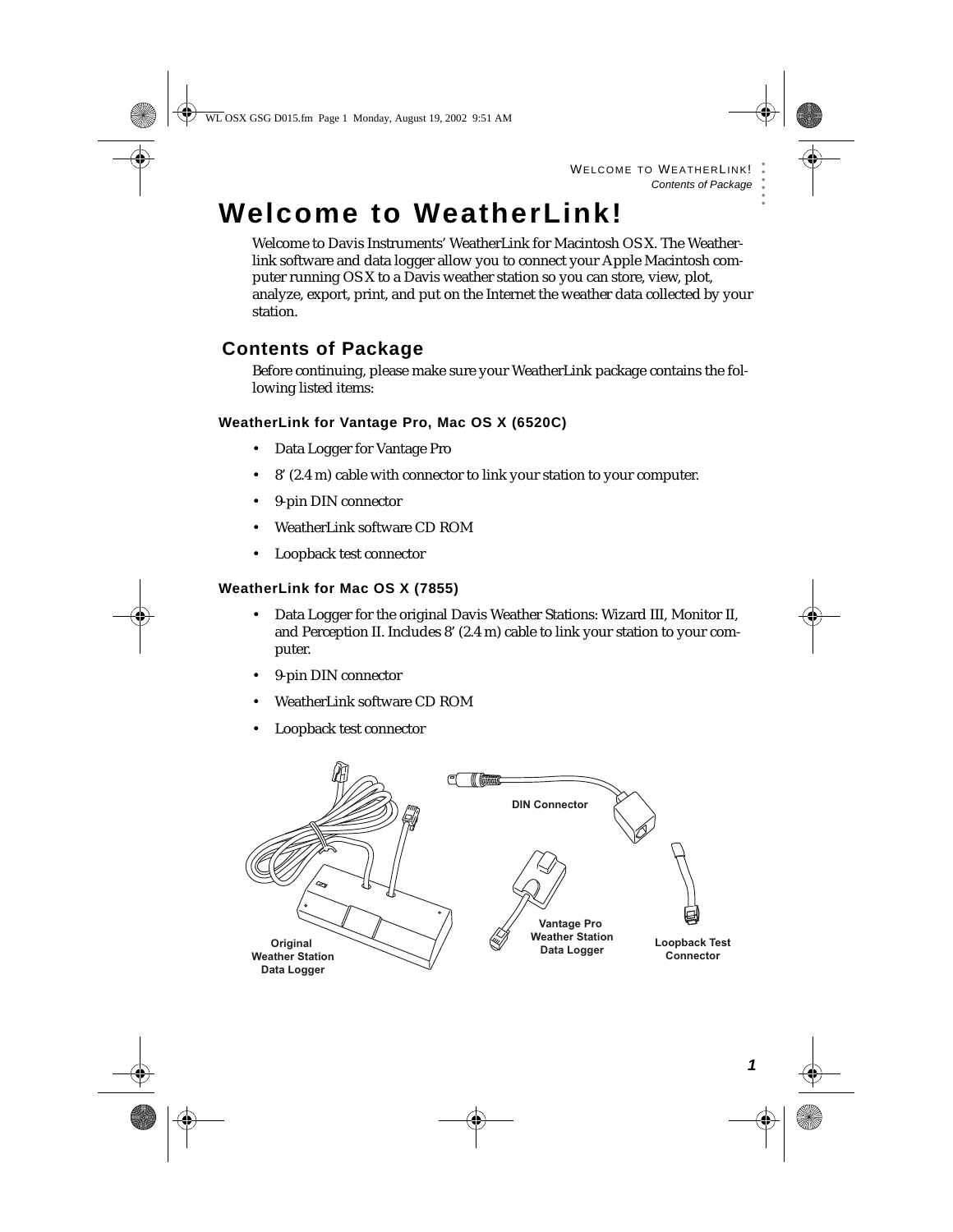# Welcome to WeatherLink!

Welcome to Davis Instruments' WeatherLink for Macintosh OS X. The Weatherlink software and data logger allow you to connect your Apple Macintosh computer running OS X to a Davis weather station so you can store, view, plot, analyze, export, print, and put on the Internet the weather data collected by your station.

## Contents of Package

Before continuing, please make sure your WeatherLink package contains the following listed items:

### WeatherLink for Vantage Pro, Mac OS X (6520C)

- Data Logger for Vantage Pro
- 8' (2.4 m) cable with connector to link your station to your computer.
- 9-pin DIN connector
- WeatherLink software CD ROM
- Loopback test connector

### WeatherLink for Mac OS X (7855)

- Data Logger for the original Davis Weather Stations: Wizard III, Monitor II, and Perception II. Includes 8' (2.4 m) cable to link your station to your computer.
- 9-pin DIN connector
- WeatherLink software CD ROM
- Loopback test connector

DIN Connector

Vantage Pro Weather Station Data Logger

Loopback Test Connector

Original Weather Station Data Logger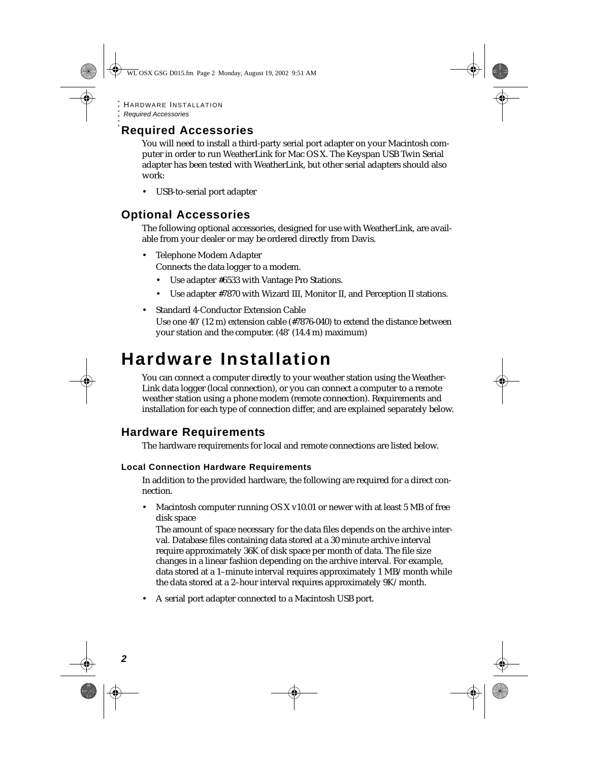## Required Accessories

You will need to install a third-party serial port adapter on your Macintosh computer in order to run WeatherLink for Mac OS X. The Keyspan USB Twin Serial adapter has been tested with WeatherLink, but other serial adapters should also work:

- USB-to-serial port adapter

## Optional Accessories

The following optional accessories, designed for use with WeatherLink, are available from your dealer or may be ordered directly from Davis.

- Telephone Modem Adapter
  Connects the data logger to a modem.
  - Use adapter #6533 with Vantage Pro Stations.
  - Use adapter #7870 with Wizard III, Monitor II, and Perception II stations.
- Standard 4-Conductor Extension Cable
  Use one 40' (12 m) extension cable (#7876-040) to extend the distance between your station and the computer. (48' (14.4 m) maximum)

# Hardware Installation

You can connect a computer directly to your weather station using the WeatherLink data logger (local connection), or you can connect a computer to a remote weather station using a phone modem (remote connection). Requirements and installation for each type of connection differ, and are explained separately below.

## Hardware Requirements

The hardware requirements for local and remote connections are listed below.

### Local Connection Hardware Requirements

In addition to the provided hardware, the following are required for a direct connection.

- Macintosh computer running OS X v10.01 or newer with at least 5 MB of free disk space
  The amount of space necessary for the data files depends on the archive interval. Database files containing data stored at a 30 minute archive interval require approximately 36K of disk space per month of data. The file size changes in a linear fashion depending on the archive interval. For example, data stored at a 1–minute interval requires approximately 1 MB/month while the data stored at a 2–hour interval requires approximately 9K/month.
- A serial port adapter connected to a Macintosh USB port.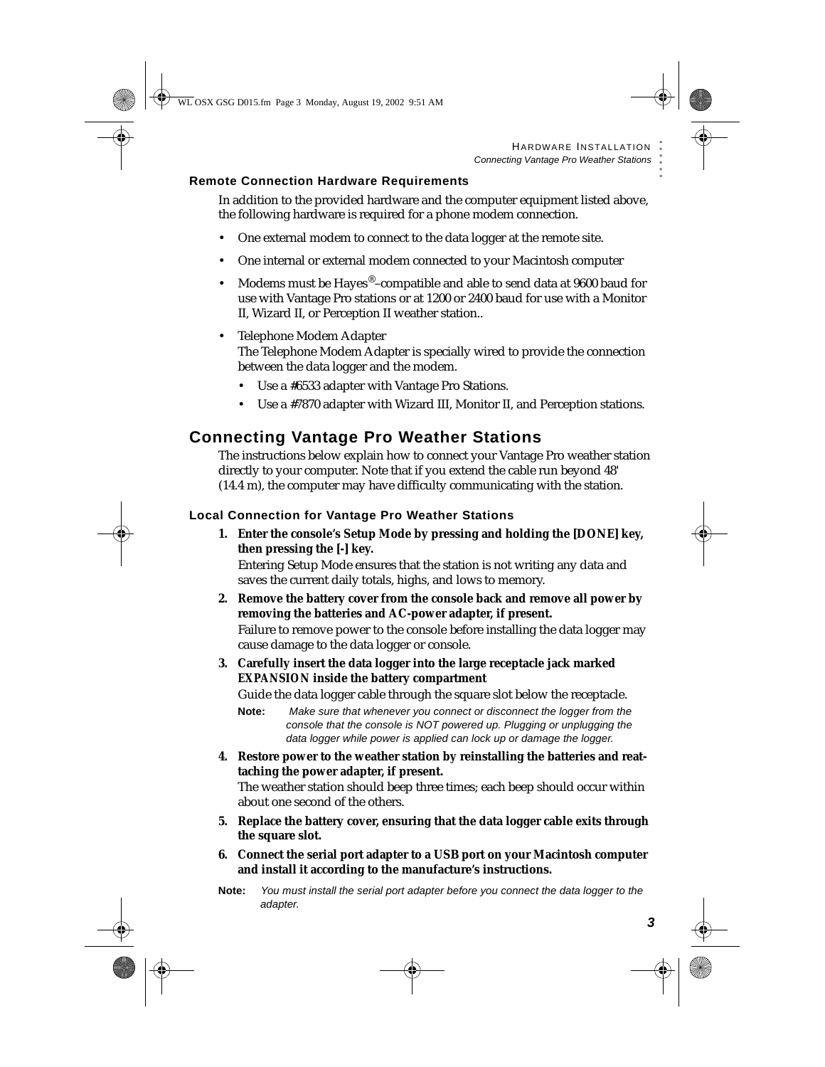### Remote Connection Hardware Requirements

In addition to the provided hardware and the computer equipment listed above, the following hardware is required for a phone modem connection.

- One external modem to connect to the data logger at the remote site.
- One internal or external modem connected to your Macintosh computer
- Modems must be Hayes®–compatible and able to send data at 9600 baud for use with Vantage Pro stations or at 1200 or 2400 baud for use with a Monitor II, Wizard II, or Perception II weather station..
- Telephone Modem Adapter
  The Telephone Modem Adapter is specially wired to provide the connection between the data logger and the modem.
  - Use a #6533 adapter with Vantage Pro Stations.
  - Use a #7870 adapter with Wizard III, Monitor II, and Perception stations.

## Connecting Vantage Pro Weather Stations

The instructions below explain how to connect your Vantage Pro weather station directly to your computer. Note that if you extend the cable run beyond 48' (14.4 m), the computer may have difficulty communicating with the station.

### Local Connection for Vantage Pro Weather Stations

1. **Enter the console's Setup Mode by pressing and holding the [DONE] key, then pressing the [-] key.**
   Entering Setup Mode ensures that the station is not writing any data and saves the current daily totals, highs, and lows to memory.
2. **Remove the battery cover from the console back and remove all power by removing the batteries and AC-power adapter, if present.**
   Failure to remove power to the console before installing the data logger may cause damage to the data logger or console.
3. **Carefully insert the data logger into the large receptacle jack marked EXPANSION inside the battery compartment**
   Guide the data logger cable through the square slot below the receptacle.
   **Note:** *Make sure that whenever you connect or disconnect the logger from the console that the console is NOT powered up. Plugging or unplugging the data logger while power is applied can lock up or damage the logger.*
4. **Restore power to the weather station by reinstalling the batteries and reattaching the power adapter, if present.**
   The weather station should beep three times; each beep should occur within about one second of the others.
5. **Replace the battery cover, ensuring that the data logger cable exits through the square slot.**
6. **Connect the serial port adapter to a USB port on your Macintosh computer and install it according to the manufacture's instructions.**

**Note:** *You must install the serial port adapter before you connect the data logger to the adapter.*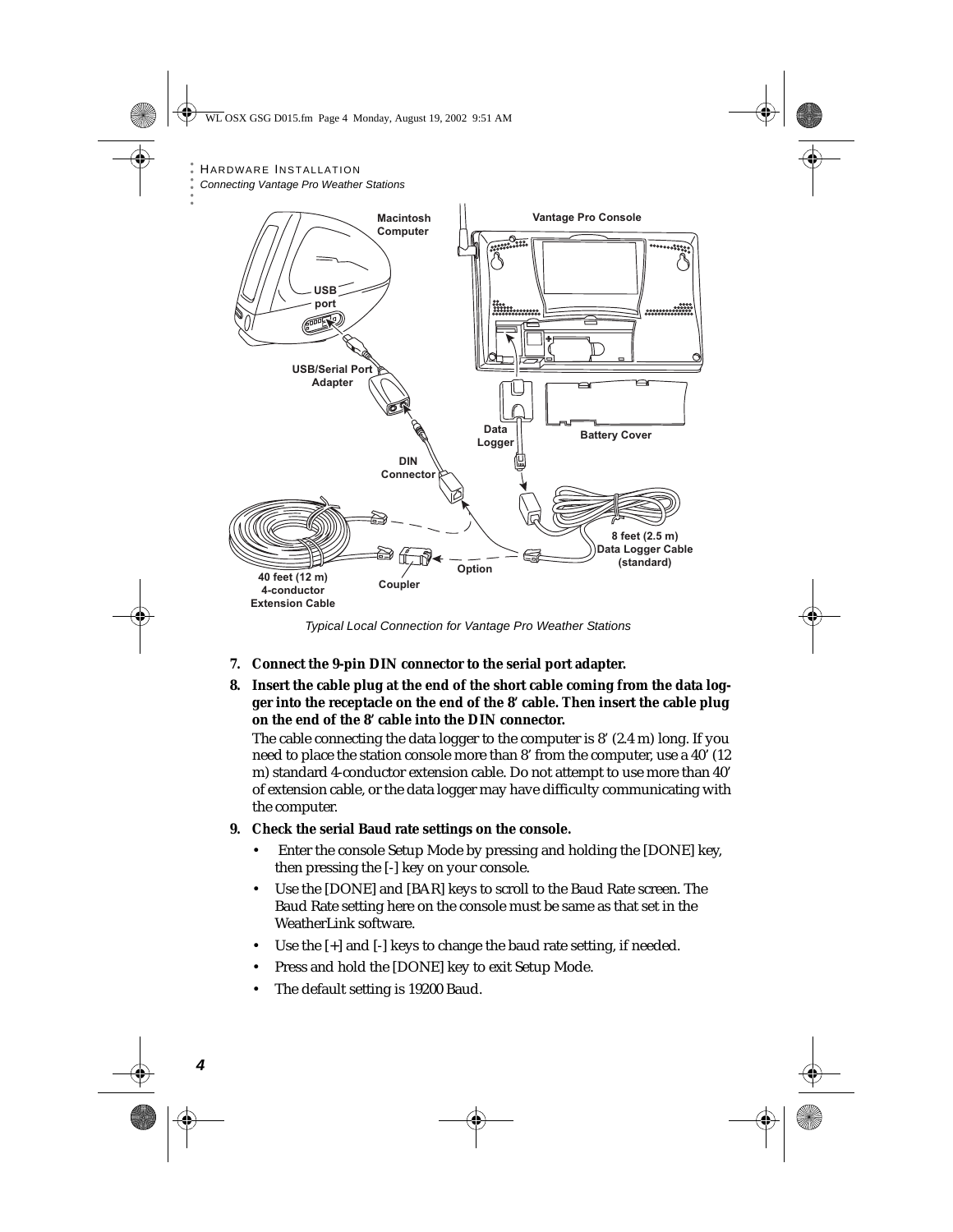Macintosh Computer

Vantage Pro Console

USB port

USB/Serial Port Adapter

Data Logger

Battery Cover

DIN Connector

8 feet (2.5 m) Data Logger Cable (standard)

Option

40 feet (12 m) 4-conductor Extension Cable

Coupler

*Typical Local Connection for Vantage Pro Weather Stations*

7. **Connect the 9-pin DIN connector to the serial port adapter.**
8. **Insert the cable plug at the end of the short cable coming from the data logger into the receptacle on the end of the 8' cable. Then insert the cable plug on the end of the 8' cable into the DIN connector.**

   The cable connecting the data logger to the computer is 8' (2.4 m) long. If you need to place the station console more than 8' from the computer, use a 40' (12 m) standard 4-conductor extension cable. Do not attempt to use more than 40' of extension cable, or the data logger may have difficulty communicating with the computer.
9. **Check the serial Baud rate settings on the console.**
   - Enter the console Setup Mode by pressing and holding the [DONE] key, then pressing the [-] key on your console.
   - Use the [DONE] and [BAR] keys to scroll to the Baud Rate screen. The Baud Rate setting here on the console must be same as that set in the WeatherLink software.
   - Use the [+] and [-] keys to change the baud rate setting, if needed.
   - Press and hold the [DONE] key to exit Setup Mode.
   - The default setting is 19200 Baud.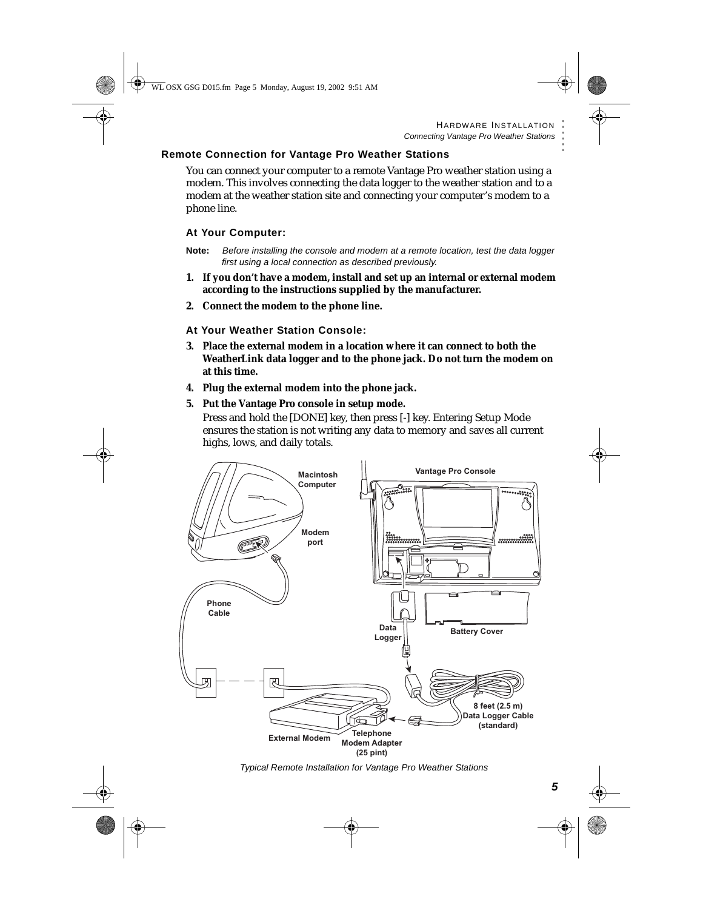## Remote Connection for Vantage Pro Weather Stations

You can connect your computer to a remote Vantage Pro weather station using a modem. This involves connecting the data logger to the weather station and to a modem at the weather station site and connecting your computer's modem to a phone line.

### At Your Computer:

**Note:** *Before installing the console and modem at a remote location, test the data logger first using a local connection as described previously.*

1. **If you don't have a modem, install and set up an internal or external modem according to the instructions supplied by the manufacturer.**
2. **Connect the modem to the phone line.**

### At Your Weather Station Console:

3. **Place the external modem in a location where it can connect to both the WeatherLink data logger and to the phone jack. Do not turn the modem on at this time.**
4. **Plug the external modem into the phone jack.**
5. **Put the Vantage Pro console in setup mode.**

   Press and hold the [DONE] key, then press [-] key. Entering Setup Mode ensures the station is not writing any data to memory and saves all current highs, lows, and daily totals.

Macintosh Computer

Modem port

Phone Cable

Vantage Pro Console

Data Logger

Battery Cover

8 feet (2.5 m) Data Logger Cable (standard)

External Modem

Telephone Modem Adapter (25 pint)

*Typical Remote Installation for Vantage Pro Weather Stations*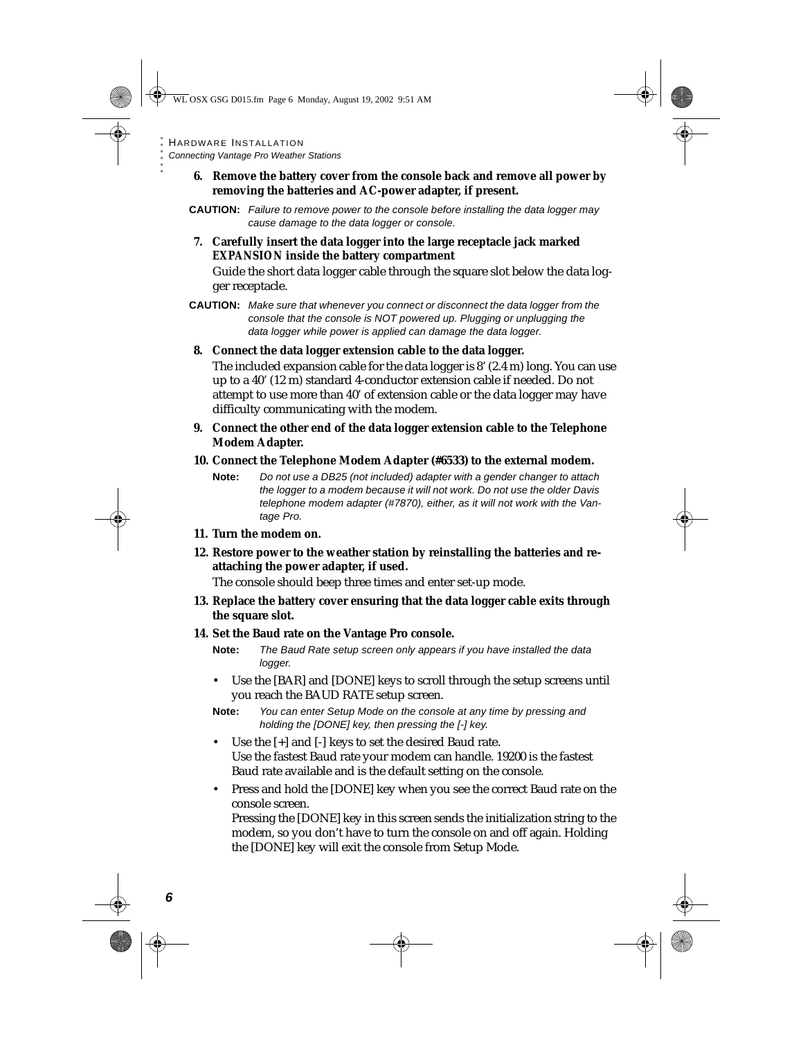6. **Remove the battery cover from the console back and remove all power by removing the batteries and AC-power adapter, if present.**

**CAUTION:** *Failure to remove power to the console before installing the data logger may cause damage to the data logger or console.*

7. **Carefully insert the data logger into the large receptacle jack marked EXPANSION inside the battery compartment**

   Guide the short data logger cable through the square slot below the data logger receptacle.

**CAUTION:** *Make sure that whenever you connect or disconnect the data logger from the console that the console is NOT powered up. Plugging or unplugging the data logger while power is applied can damage the data logger.*

8. **Connect the data logger extension cable to the data logger.**

   The included expansion cable for the data logger is 8' (2.4 m) long. You can use up to a 40' (12 m) standard 4-conductor extension cable if needed. Do not attempt to use more than 40' of extension cable or the data logger may have difficulty communicating with the modem.

9. **Connect the other end of the data logger extension cable to the Telephone Modem Adapter.**

10. **Connect the Telephone Modem Adapter (#6533) to the external modem.**

    **Note:** *Do not use a DB25 (not included) adapter with a gender changer to attach the logger to a modem because it will not work. Do not use the older Davis telephone modem adapter (#7870), either, as it will not work with the Vantage Pro.*

11. **Turn the modem on.**

12. **Restore power to the weather station by reinstalling the batteries and re-attaching the power adapter, if used.**

    The console should beep three times and enter set-up mode.

13. **Replace the battery cover ensuring that the data logger cable exits through the square slot.**

14. **Set the Baud rate on the Vantage Pro console.**

    **Note:** *The Baud Rate setup screen only appears if you have installed the data logger.*

    - Use the [BAR] and [DONE] keys to scroll through the setup screens until you reach the BAUD RATE setup screen.

    **Note:** *You can enter Setup Mode on the console at any time by pressing and holding the [DONE] key, then pressing the [-] key.*

    - Use the [+] and [-] keys to set the desired Baud rate.
      Use the fastest Baud rate your modem can handle. 19200 is the fastest Baud rate available and is the default setting on the console.
    - Press and hold the [DONE] key when you see the correct Baud rate on the console screen.
      Pressing the [DONE] key in this screen sends the initialization string to the modem, so you don't have to turn the console on and off again. Holding the [DONE] key will exit the console from Setup Mode.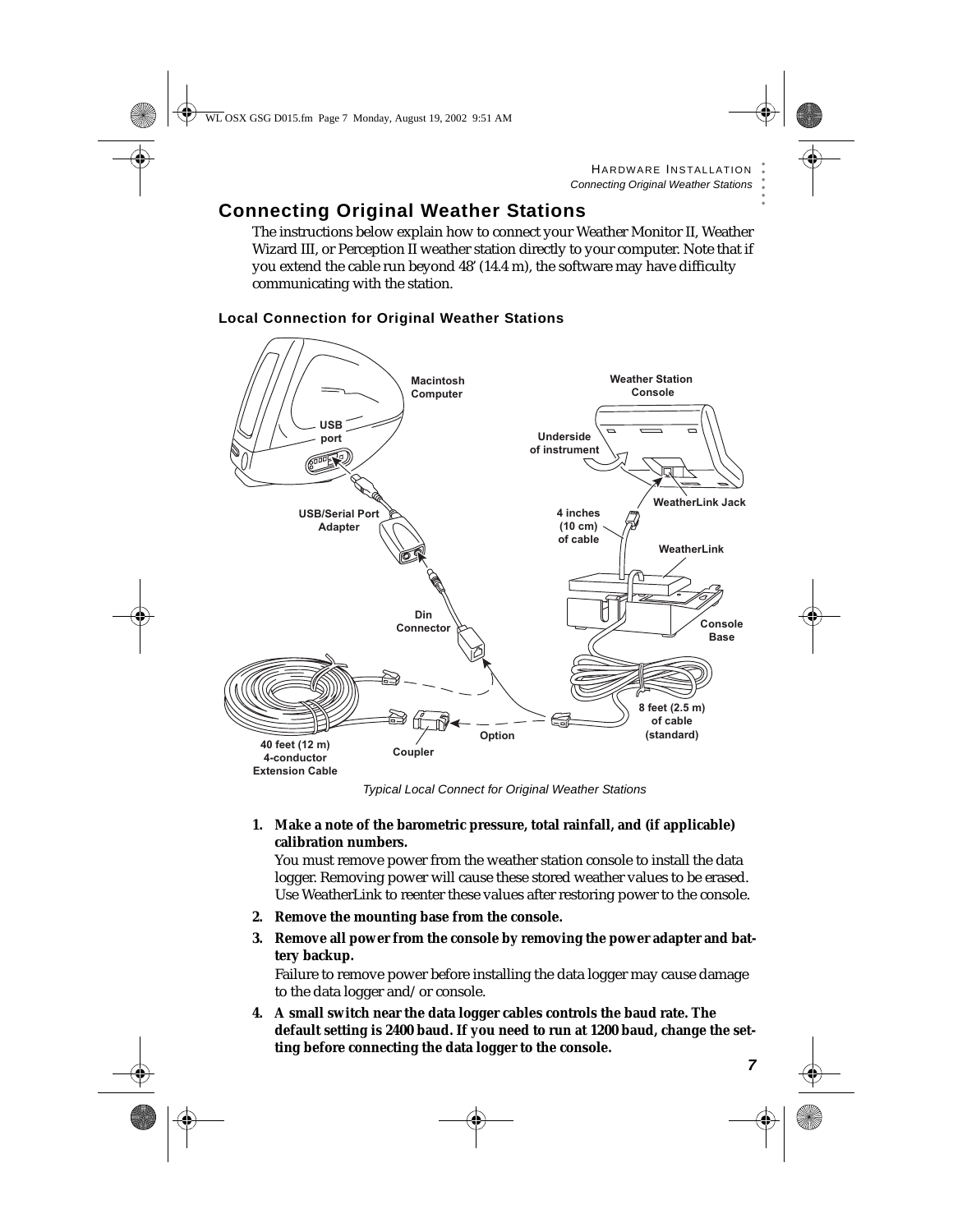## Connecting Original Weather Stations

The instructions below explain how to connect your Weather Monitor II, Weather Wizard III, or Perception II weather station directly to your computer. Note that if you extend the cable run beyond 48' (14.4 m), the software may have difficulty communicating with the station.

### Local Connection for Original Weather Stations

*Typical Local Connect for Original Weather Stations*

1. **Make a note of the barometric pressure, total rainfall, and (if applicable) calibration numbers.**

   You must remove power from the weather station console to install the data logger. Removing power will cause these stored weather values to be erased. Use WeatherLink to reenter these values after restoring power to the console.

2. **Remove the mounting base from the console.**

3. **Remove all power from the console by removing the power adapter and battery backup.**

   Failure to remove power before installing the data logger may cause damage to the data logger and/or console.

4. **A small switch near the data logger cables controls the baud rate. The default setting is 2400 baud. If you need to run at 1200 baud, change the setting before connecting the data logger to the console.**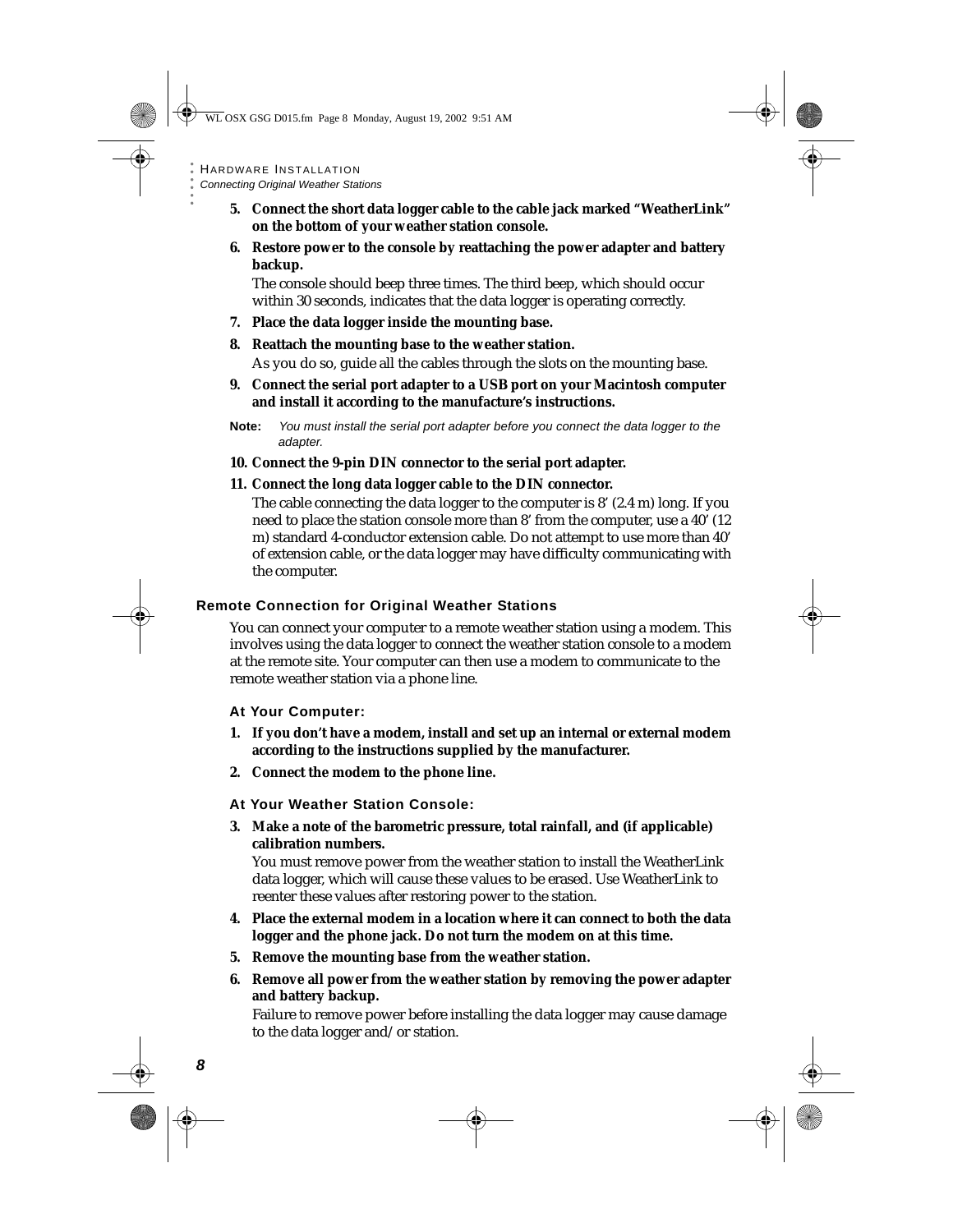5. **Connect the short data logger cable to the cable jack marked "WeatherLink" on the bottom of your weather station console.**
6. **Restore power to the console by reattaching the power adapter and battery backup.**

   The console should beep three times. The third beep, which should occur within 30 seconds, indicates that the data logger is operating correctly.
7. **Place the data logger inside the mounting base.**
8. **Reattach the mounting base to the weather station.**

   As you do so, guide all the cables through the slots on the mounting base.
9. **Connect the serial port adapter to a USB port on your Macintosh computer and install it according to the manufacture's instructions.**

**Note:** *You must install the serial port adapter before you connect the data logger to the adapter.*

10. **Connect the 9-pin DIN connector to the serial port adapter.**
11. **Connect the long data logger cable to the DIN connector.**

    The cable connecting the data logger to the computer is 8' (2.4 m) long. If you need to place the station console more than 8' from the computer, use a 40' (12 m) standard 4-conductor extension cable. Do not attempt to use more than 40' of extension cable, or the data logger may have difficulty communicating with the computer.

### Remote Connection for Original Weather Stations

You can connect your computer to a remote weather station using a modem. This involves using the data logger to connect the weather station console to a modem at the remote site. Your computer can then use a modem to communicate to the remote weather station via a phone line.

#### At Your Computer:

1. **If you don't have a modem, install and set up an internal or external modem according to the instructions supplied by the manufacturer.**
2. **Connect the modem to the phone line.**

#### At Your Weather Station Console:

3. **Make a note of the barometric pressure, total rainfall, and (if applicable) calibration numbers.**

   You must remove power from the weather station to install the WeatherLink data logger, which will cause these values to be erased. Use WeatherLink to reenter these values after restoring power to the station.
4. **Place the external modem in a location where it can connect to both the data logger and the phone jack. Do not turn the modem on at this time.**
5. **Remove the mounting base from the weather station.**
6. **Remove all power from the weather station by removing the power adapter and battery backup.**

   Failure to remove power before installing the data logger may cause damage to the data logger and/or station.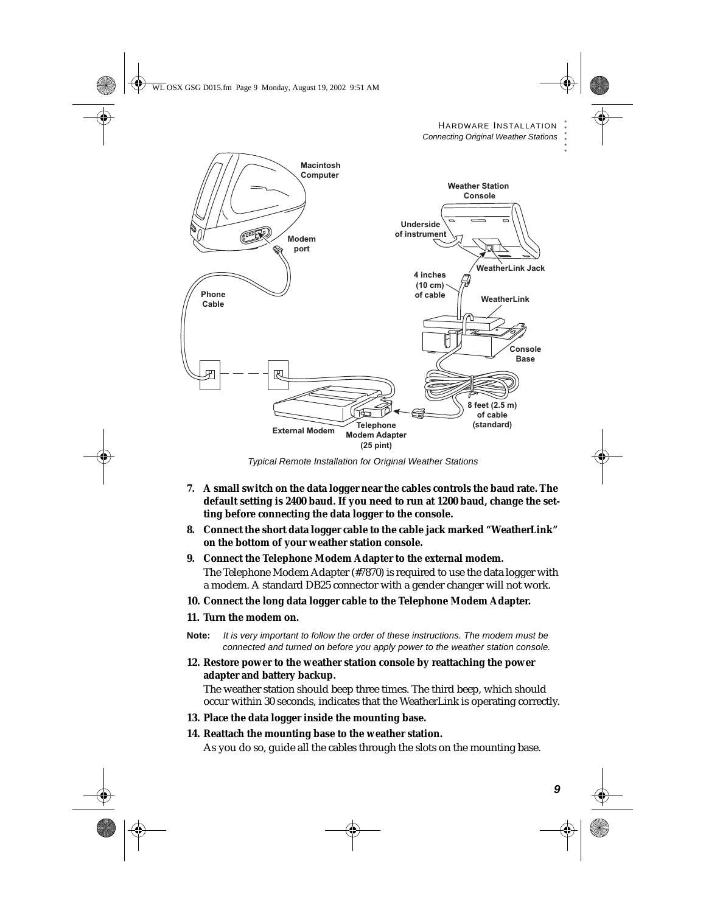*Typical Remote Installation for Original Weather Stations*

7. **A small switch on the data logger near the cables controls the baud rate. The default setting is 2400 baud. If you need to run at 1200 baud, change the setting before connecting the data logger to the console.**
8. **Connect the short data logger cable to the cable jack marked "WeatherLink" on the bottom of your weather station console.**
9. **Connect the Telephone Modem Adapter to the external modem.**
   The Telephone Modem Adapter (#7870) is required to use the data logger with a modem. A standard DB25 connector with a gender changer will not work.
10. **Connect the long data logger cable to the Telephone Modem Adapter.**
11. **Turn the modem on.**

**Note:** *It is very important to follow the order of these instructions. The modem must be connected and turned on before you apply power to the weather station console.*

12. **Restore power to the weather station console by reattaching the power adapter and battery backup.**
    The weather station should beep three times. The third beep, which should occur within 30 seconds, indicates that the WeatherLink is operating correctly.
13. **Place the data logger inside the mounting base.**
14. **Reattach the mounting base to the weather station.**
    As you do so, guide all the cables through the slots on the mounting base.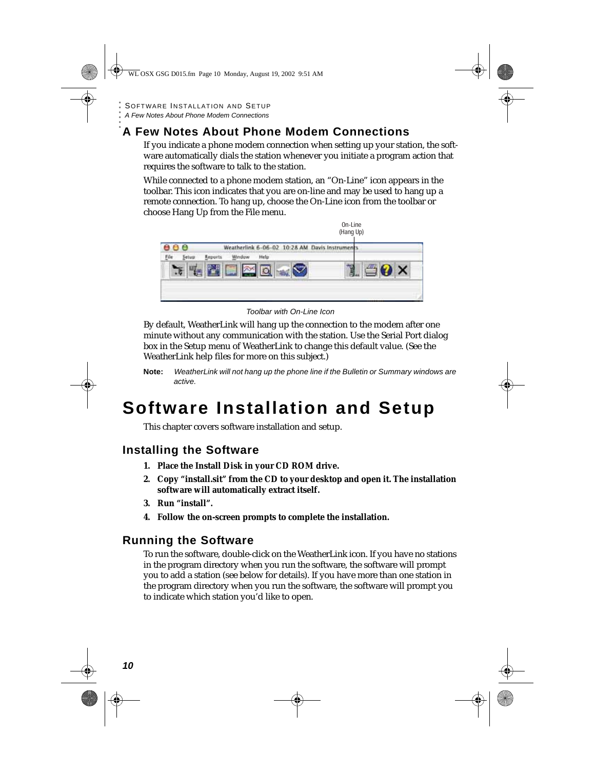## A Few Notes About Phone Modem Connections

If you indicate a phone modem connection when setting up your station, the software automatically dials the station whenever you initiate a program action that requires the software to talk to the station.

While connected to a phone modem station, an "On-Line" icon appears in the toolbar. This icon indicates that you are on-line and may be used to hang up a remote connection. To hang up, choose the On-Line icon from the toolbar or choose Hang Up from the File menu.

*Toolbar with On-Line Icon*

By default, WeatherLink will hang up the connection to the modem after one minute without any communication with the station. Use the Serial Port dialog box in the Setup menu of WeatherLink to change this default value. (See the WeatherLink help files for more on this subject.)

**Note:** *WeatherLink will not hang up the phone line if the Bulletin or Summary windows are active.*

# Software Installation and Setup

This chapter covers software installation and setup.

## Installing the Software

1. **Place the Install Disk in your CD ROM drive.**
2. **Copy "install.sit" from the CD to your desktop and open it. The installation software will automatically extract itself.**
3. **Run "install".**
4. **Follow the on-screen prompts to complete the installation.**

## Running the Software

To run the software, double-click on the WeatherLink icon. If you have no stations in the program directory when you run the software, the software will prompt you to add a station (see below for details). If you have more than one station in the program directory when you run the software, the software will prompt you to indicate which station you'd like to open.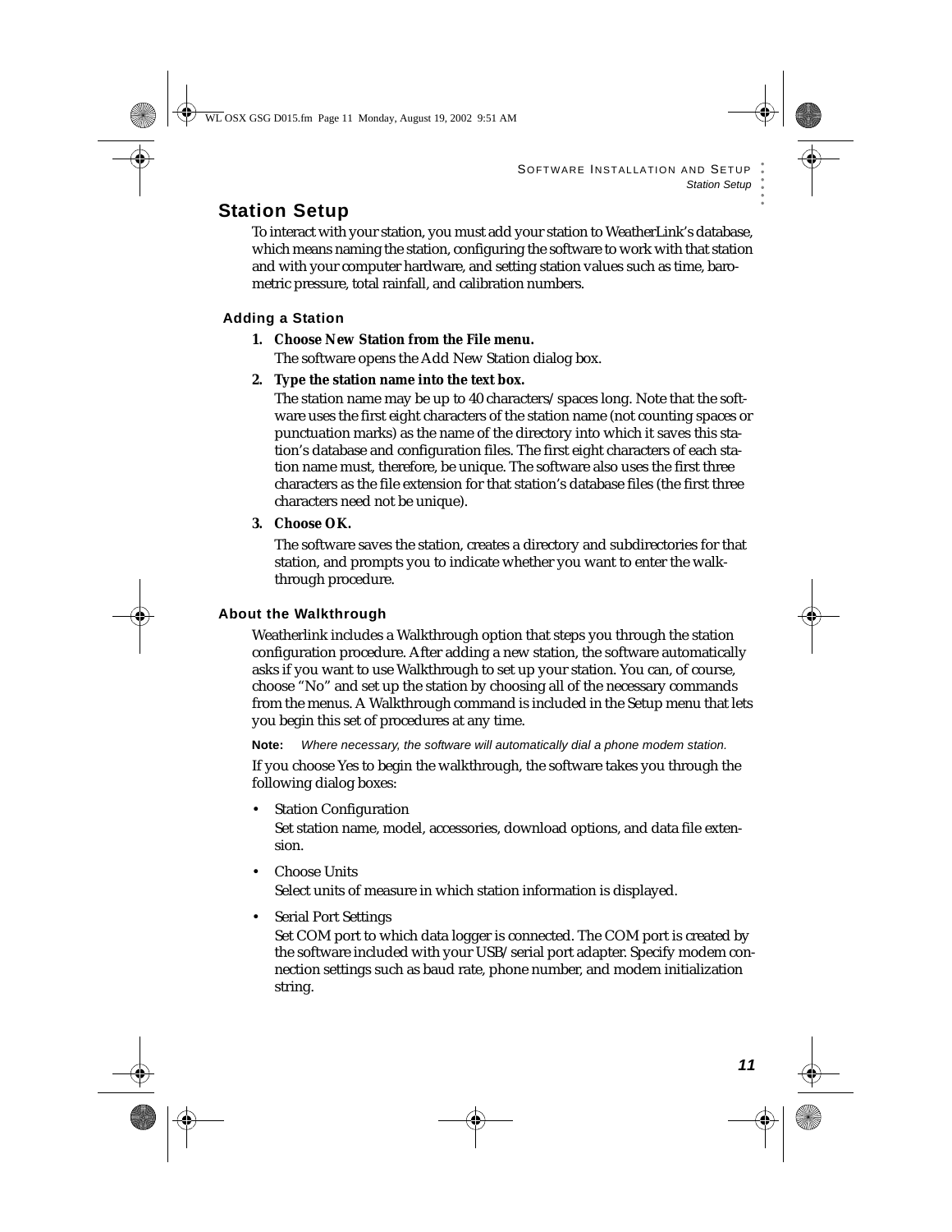## Station Setup

To interact with your station, you must add your station to WeatherLink's database, which means naming the station, configuring the software to work with that station and with your computer hardware, and setting station values such as time, barometric pressure, total rainfall, and calibration numbers.

### Adding a Station

1. **Choose New Station from the File menu.**

   The software opens the Add New Station dialog box.

2. **Type the station name into the text box.**

   The station name may be up to 40 characters/spaces long. Note that the software uses the first eight characters of the station name (not counting spaces or punctuation marks) as the name of the directory into which it saves this station's database and configuration files. The first eight characters of each station name must, therefore, be unique. The software also uses the first three characters as the file extension for that station's database files (the first three characters need not be unique).

3. **Choose OK.**

   The software saves the station, creates a directory and subdirectories for that station, and prompts you to indicate whether you want to enter the walkthrough procedure.

### About the Walkthrough

Weatherlink includes a Walkthrough option that steps you through the station configuration procedure. After adding a new station, the software automatically asks if you want to use Walkthrough to set up your station. You can, of course, choose "No" and set up the station by choosing all of the necessary commands from the menus. A Walkthrough command is included in the Setup menu that lets you begin this set of procedures at any time.

**Note:** *Where necessary, the software will automatically dial a phone modem station.*

If you choose Yes to begin the walkthrough, the software takes you through the following dialog boxes:

- Station Configuration

  Set station name, model, accessories, download options, and data file extension.

- Choose Units

  Select units of measure in which station information is displayed.

- Serial Port Settings

  Set COM port to which data logger is connected. The COM port is created by the software included with your USB/serial port adapter. Specify modem connection settings such as baud rate, phone number, and modem initialization string.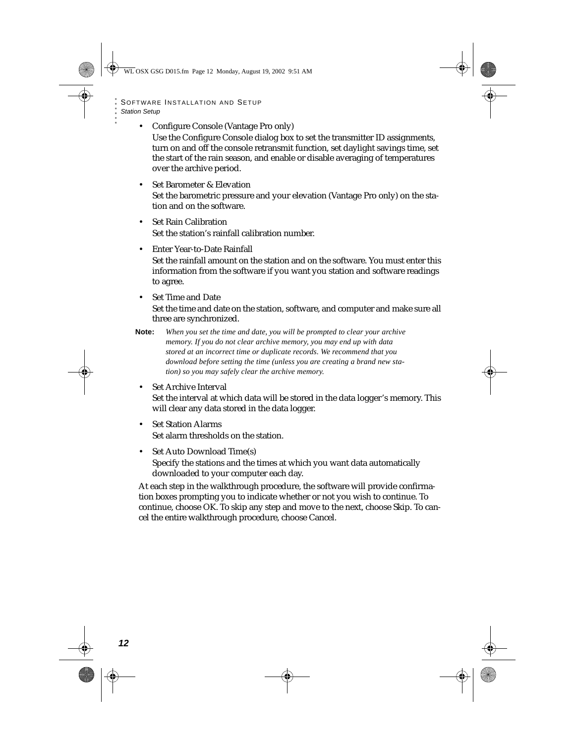- Configure Console (Vantage Pro only)

  Use the Configure Console dialog box to set the transmitter ID assignments, turn on and off the console retransmit function, set daylight savings time, set the start of the rain season, and enable or disable averaging of temperatures over the archive period.

- Set Barometer & Elevation

  Set the barometric pressure and your elevation (Vantage Pro only) on the station and on the software.

- Set Rain Calibration

  Set the station's rainfall calibration number.

- Enter Year-to-Date Rainfall

  Set the rainfall amount on the station and on the software. You must enter this information from the software if you want you station and software readings to agree.

- Set Time and Date

  Set the time and date on the station, software, and computer and make sure all three are synchronized.

**Note:** *When you set the time and date, you will be prompted to clear your archive memory. If you do not clear archive memory, you may end up with data stored at an incorrect time or duplicate records. We recommend that you download before setting the time (unless you are creating a brand new station) so you may safely clear the archive memory.*

- Set Archive Interval

  Set the interval at which data will be stored in the data logger's memory. This will clear any data stored in the data logger.

- Set Station Alarms

  Set alarm thresholds on the station.

- Set Auto Download Time(s)

  Specify the stations and the times at which you want data automatically downloaded to your computer each day.

At each step in the walkthrough procedure, the software will provide confirmation boxes prompting you to indicate whether or not you wish to continue. To continue, choose OK. To skip any step and move to the next, choose Skip. To cancel the entire walkthrough procedure, choose Cancel.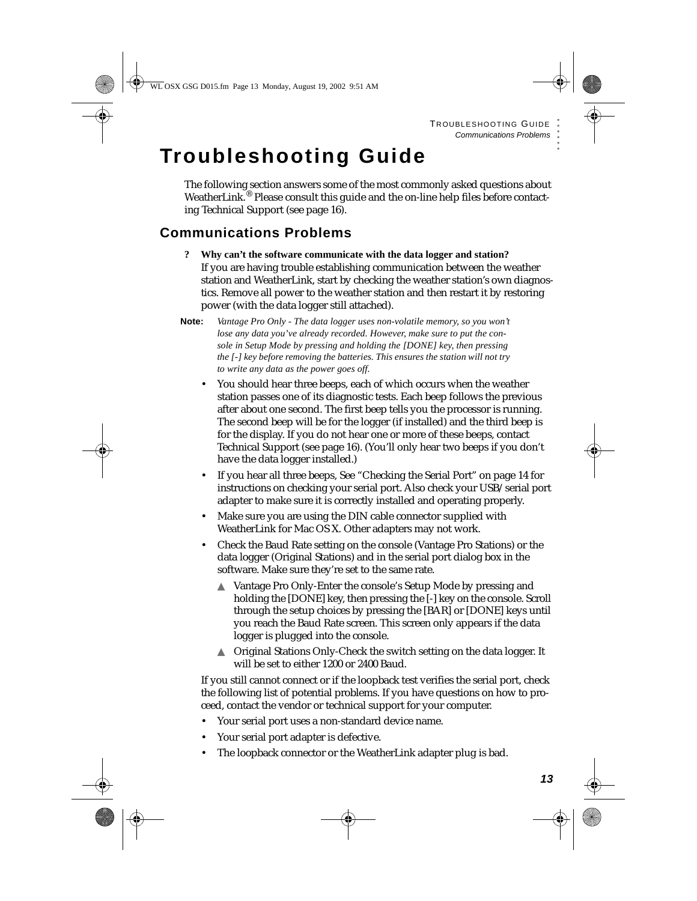# Troubleshooting Guide

The following section answers some of the most commonly asked questions about WeatherLink.® Please consult this guide and the on-line help files before contacting Technical Support (see page 16).

## Communications Problems

**? Why can't the software communicate with the data logger and station?**

If you are having trouble establishing communication between the weather station and WeatherLink, start by checking the weather station's own diagnostics. Remove all power to the weather station and then restart it by restoring power (with the data logger still attached).

**Note:** *Vantage Pro Only - The data logger uses non-volatile memory, so you won't lose any data you've already recorded. However, make sure to put the console in Setup Mode by pressing and holding the [DONE] key, then pressing the [-] key before removing the batteries. This ensures the station will not try to write any data as the power goes off.*

- You should hear three beeps, each of which occurs when the weather station passes one of its diagnostic tests. Each beep follows the previous after about one second. The first beep tells you the processor is running. The second beep will be for the logger (if installed) and the third beep is for the display. If you do not hear one or more of these beeps, contact Technical Support (see page 16). (You'll only hear two beeps if you don't have the data logger installed.)
- If you hear all three beeps, See "Checking the Serial Port" on page 14 for instructions on checking your serial port. Also check your USB/serial port adapter to make sure it is correctly installed and operating properly.
- Make sure you are using the DIN cable connector supplied with WeatherLink for Mac OS X. Other adapters may not work.
- Check the Baud Rate setting on the console (Vantage Pro Stations) or the data logger (Original Stations) and in the serial port dialog box in the software. Make sure they're set to the same rate.
  - ▲ Vantage Pro Only-Enter the console's Setup Mode by pressing and holding the [DONE] key, then pressing the [-] key on the console. Scroll through the setup choices by pressing the [BAR] or [DONE] keys until you reach the Baud Rate screen. This screen only appears if the data logger is plugged into the console.
  - ▲ Original Stations Only-Check the switch setting on the data logger. It will be set to either 1200 or 2400 Baud.

If you still cannot connect or if the loopback test verifies the serial port, check the following list of potential problems. If you have questions on how to proceed, contact the vendor or technical support for your computer.

- Your serial port uses a non-standard device name.
- Your serial port adapter is defective.
- The loopback connector or the WeatherLink adapter plug is bad.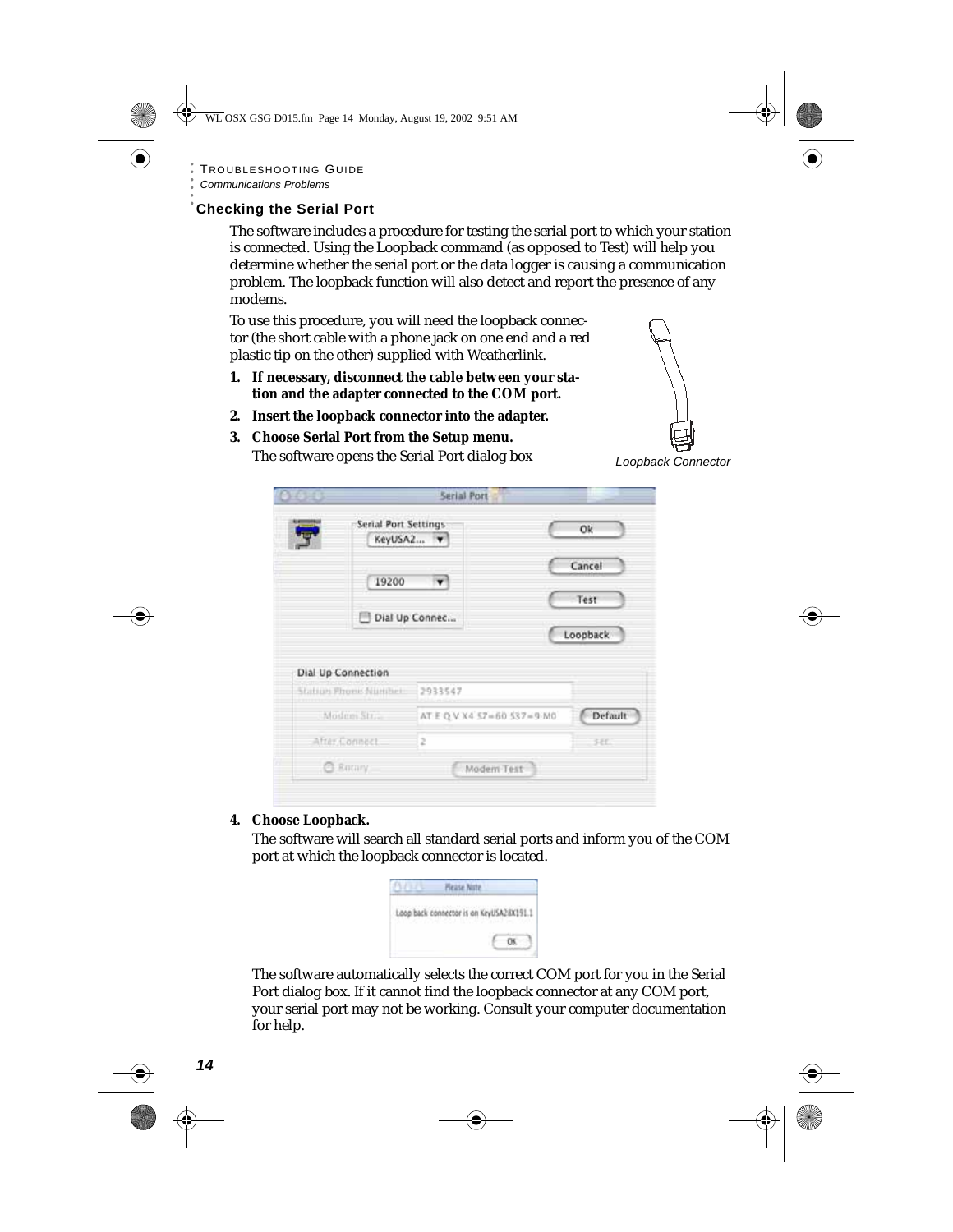## Checking the Serial Port

The software includes a procedure for testing the serial port to which your station is connected. Using the Loopback command (as opposed to Test) will help you determine whether the serial port or the data logger is causing a communication problem. The loopback function will also detect and report the presence of any modems.

To use this procedure, you will need the loopback connector (the short cable with a phone jack on one end and a red plastic tip on the other) supplied with Weatherlink.

1. **If necessary, disconnect the cable between your station and the adapter connected to the COM port.**
2. **Insert the loopback connector into the adapter.**
3. **Choose Serial Port from the Setup menu.**
   The software opens the Serial Port dialog box

*Loopback Connector*

4. **Choose Loopback.**
   The software will search all standard serial ports and inform you of the COM port at which the loopback connector is located.

   The software automatically selects the correct COM port for you in the Serial Port dialog box. If it cannot find the loopback connector at any COM port, your serial port may not be working. Consult your computer documentation for help.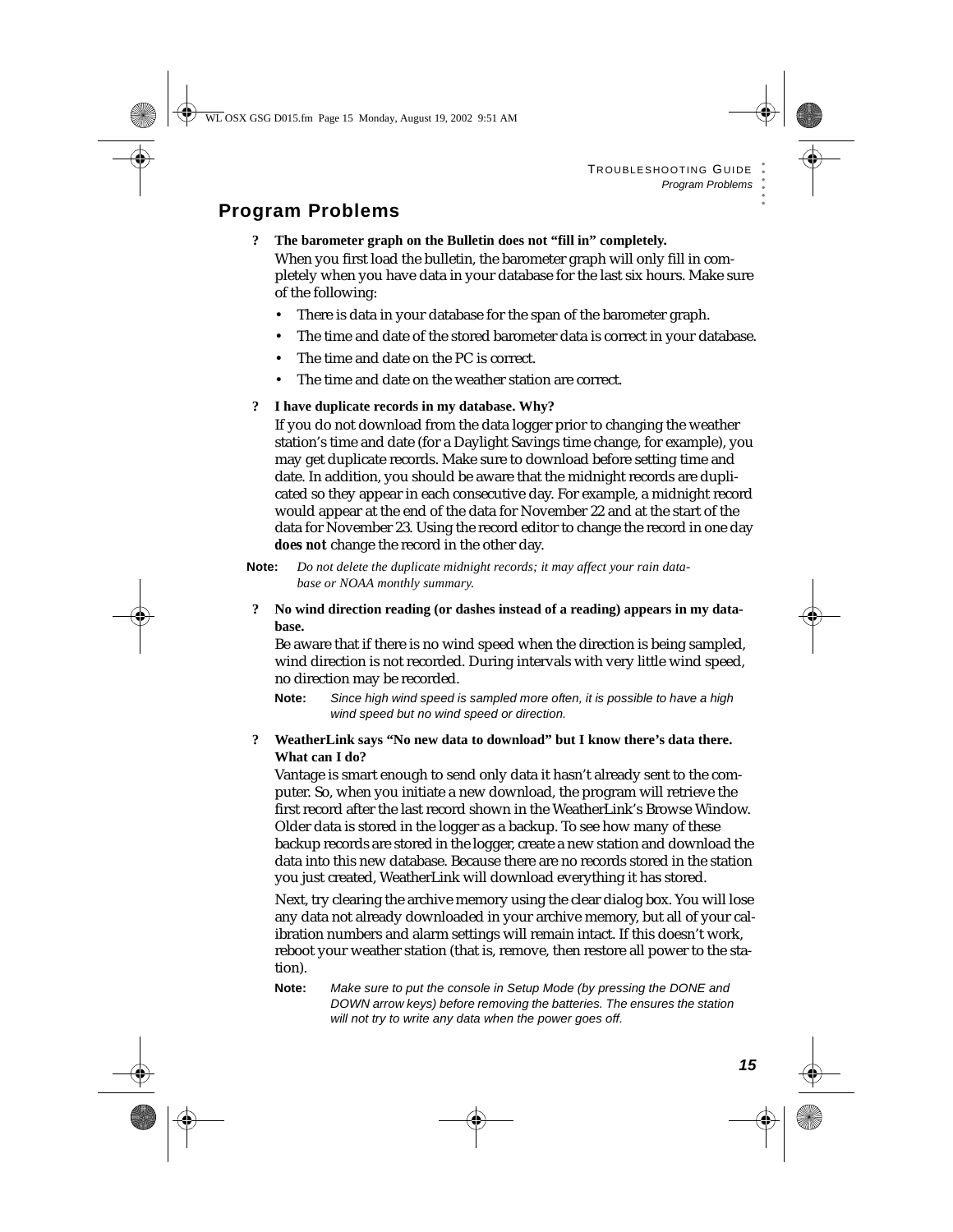## Program Problems

**? The barometer graph on the Bulletin does not "fill in" completely.**

When you first load the bulletin, the barometer graph will only fill in completely when you have data in your database for the last six hours. Make sure of the following:

- There is data in your database for the span of the barometer graph.
- The time and date of the stored barometer data is correct in your database.
- The time and date on the PC is correct.
- The time and date on the weather station are correct.

**? I have duplicate records in my database. Why?**

If you do not download from the data logger prior to changing the weather station's time and date (for a Daylight Savings time change, for example), you may get duplicate records. Make sure to download before setting time and date. In addition, you should be aware that the midnight records are duplicated so they appear in each consecutive day. For example, a midnight record would appear at the end of the data for November 22 and at the start of the data for November 23. Using the record editor to change the record in one day ***does not*** change the record in the other day.

**Note:** *Do not delete the duplicate midnight records; it may affect your rain database or NOAA monthly summary.*

**? No wind direction reading (or dashes instead of a reading) appears in my database.**

Be aware that if there is no wind speed when the direction is being sampled, wind direction is not recorded. During intervals with very little wind speed, no direction may be recorded.

**Note:** *Since high wind speed is sampled more often, it is possible to have a high wind speed but no wind speed or direction.*

**? WeatherLink says "No new data to download" but I know there's data there. What can I do?**

Vantage is smart enough to send only data it hasn't already sent to the computer. So, when you initiate a new download, the program will retrieve the first record after the last record shown in the WeatherLink's Browse Window. Older data is stored in the logger as a backup. To see how many of these backup records are stored in the logger, create a new station and download the data into this new database. Because there are no records stored in the station you just created, WeatherLink will download everything it has stored.

Next, try clearing the archive memory using the clear dialog box. You will lose any data not already downloaded in your archive memory, but all of your calibration numbers and alarm settings will remain intact. If this doesn't work, reboot your weather station (that is, remove, then restore all power to the station).

**Note:** *Make sure to put the console in Setup Mode (by pressing the DONE and DOWN arrow keys) before removing the batteries. The ensures the station will not try to write any data when the power goes off.*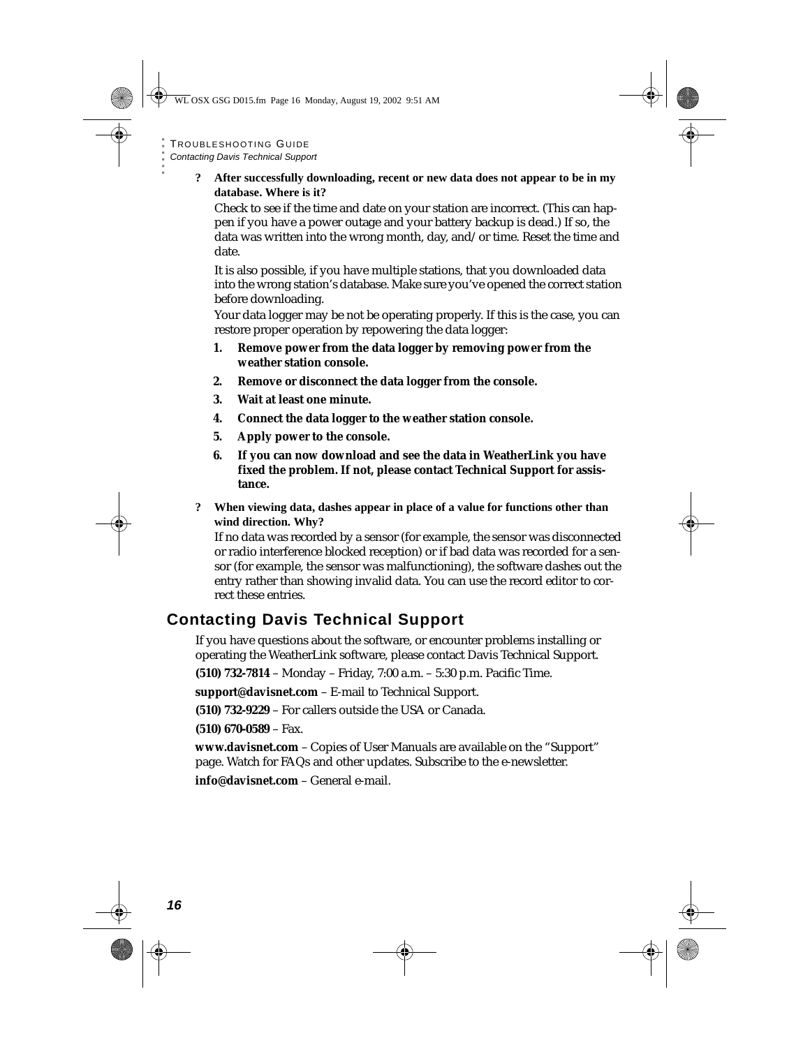**? After successfully downloading, recent or new data does not appear to be in my database. Where is it?**

Check to see if the time and date on your station are incorrect. (This can happen if you have a power outage and your battery backup is dead.) If so, the data was written into the wrong month, day, and/or time. Reset the time and date.

It is also possible, if you have multiple stations, that you downloaded data into the wrong station's database. Make sure you've opened the correct station before downloading.

Your data logger may be not be operating properly. If this is the case, you can restore proper operation by repowering the data logger:

1. **Remove power from the data logger by removing power from the weather station console.**
2. **Remove or disconnect the data logger from the console.**
3. **Wait at least one minute.**
4. **Connect the data logger to the weather station console.**
5. **Apply power to the console.**
6. **If you can now download and see the data in WeatherLink you have fixed the problem. If not, please contact Technical Support for assistance.**

**? When viewing data, dashes appear in place of a value for functions other than wind direction. Why?**

If no data was recorded by a sensor (for example, the sensor was disconnected or radio interference blocked reception) or if bad data was recorded for a sensor (for example, the sensor was malfunctioning), the software dashes out the entry rather than showing invalid data. You can use the record editor to correct these entries.

## Contacting Davis Technical Support

If you have questions about the software, or encounter problems installing or operating the WeatherLink software, please contact Davis Technical Support.

**(510) 732-7814** – Monday – Friday, 7:00 a.m. – 5:30 p.m. Pacific Time.

**support@davisnet.com** – E-mail to Technical Support.

**(510) 732-9229** – For callers outside the USA or Canada.

**(510) 670-0589** – Fax.

**www.davisnet.com** – Copies of User Manuals are available on the "Support" page. Watch for FAQs and other updates. Subscribe to the e-newsletter.

**info@davisnet.com** – General e-mail.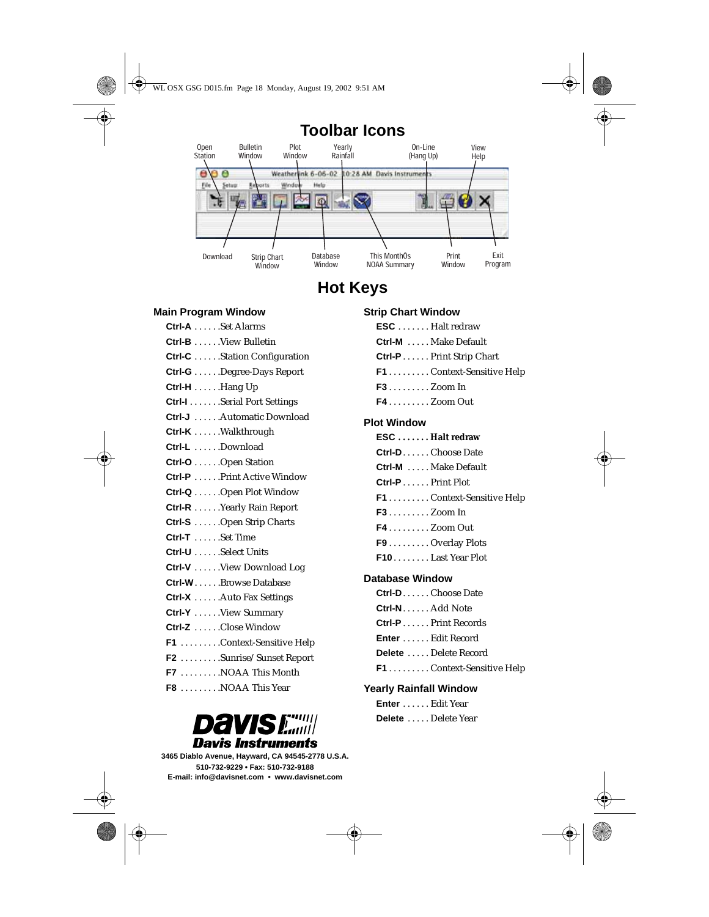# Toolbar Icons

Open Station
Bulletin Window
Plot Window
Yearly Rainfall
On-Line (Hang Up)
View Help

Weatherlink 6-06-02 10:28 AM Davis Instruments

File Setup Reports Window Help

Download
Strip Chart Window
Database Window
This MonthÕs NOAA Summary
Print Window
Exit Program

# Hot Keys

### Main Program Window

**Ctrl-A** . . . . . .Set Alarms
**Ctrl-B** . . . . . .View Bulletin
**Ctrl-C** . . . . . .Station Configuration
**Ctrl-G** . . . . . .Degree-Days Report
**Ctrl-H** . . . . . .Hang Up
**Ctrl-I** . . . . . . .Serial Port Settings
**Ctrl-J** . . . . . .Automatic Download
**Ctrl-K** . . . . . .Walkthrough
**Ctrl-L** . . . . . .Download
**Ctrl-O** . . . . . .Open Station
**Ctrl-P** . . . . . .Print Active Window
**Ctrl-Q** . . . . . .Open Plot Window
**Ctrl-R** . . . . . .Yearly Rain Report
**Ctrl-S** . . . . . .Open Strip Charts
**Ctrl-T** . . . . . .Set Time
**Ctrl-U** . . . . . .Select Units
**Ctrl-V** . . . . . .View Download Log
**Ctrl-W** . . . . . .Browse Database
**Ctrl-X** . . . . . .Auto Fax Settings
**Ctrl-Y** . . . . . .View Summary
**Ctrl-Z** . . . . . .Close Window
**F1** . . . . . . . . .Context-Sensitive Help
**F2** . . . . . . . . .Sunrise/ Sunset Report
**F7** . . . . . . . . .NOAA This Month
**F8** . . . . . . . . .NOAA This Year

### Strip Chart Window

**ESC** . . . . . . . Halt redraw
**Ctrl-M** . . . . . Make Default
**Ctrl-P** . . . . . . Print Strip Chart
**F1** . . . . . . . . . Context-Sensitive Help
**F3** . . . . . . . . . Zoom In
**F4** . . . . . . . . . Zoom Out

### Plot Window

**ESC . . . . . . . Halt redraw**
**Ctrl-D** . . . . . . Choose Date
**Ctrl-M** . . . . . Make Default
**Ctrl-P** . . . . . . Print Plot
**F1** . . . . . . . . . Context-Sensitive Help
**F3** . . . . . . . . . Zoom In
**F4** . . . . . . . . . Zoom Out
**F9** . . . . . . . . . Overlay Plots
**F10** . . . . . . . . Last Year Plot

### Database Window

**Ctrl-D** . . . . . . Choose Date
**Ctrl-N** . . . . . . Add Note
**Ctrl-P** . . . . . . Print Records
**Enter** . . . . . . Edit Record
**Delete** . . . . . Delete Record
**F1** . . . . . . . . . Context-Sensitive Help

### Yearly Rainfall Window

**Enter** . . . . . . Edit Year
**Delete** . . . . . Delete Year

**Davis Instruments**

**3465 Diablo Avenue, Hayward, CA 94545-2778 U.S.A.**
**510-732-9229 • Fax: 510-732-9188**
**E-mail: info@davisnet.com • www.davisnet.com**